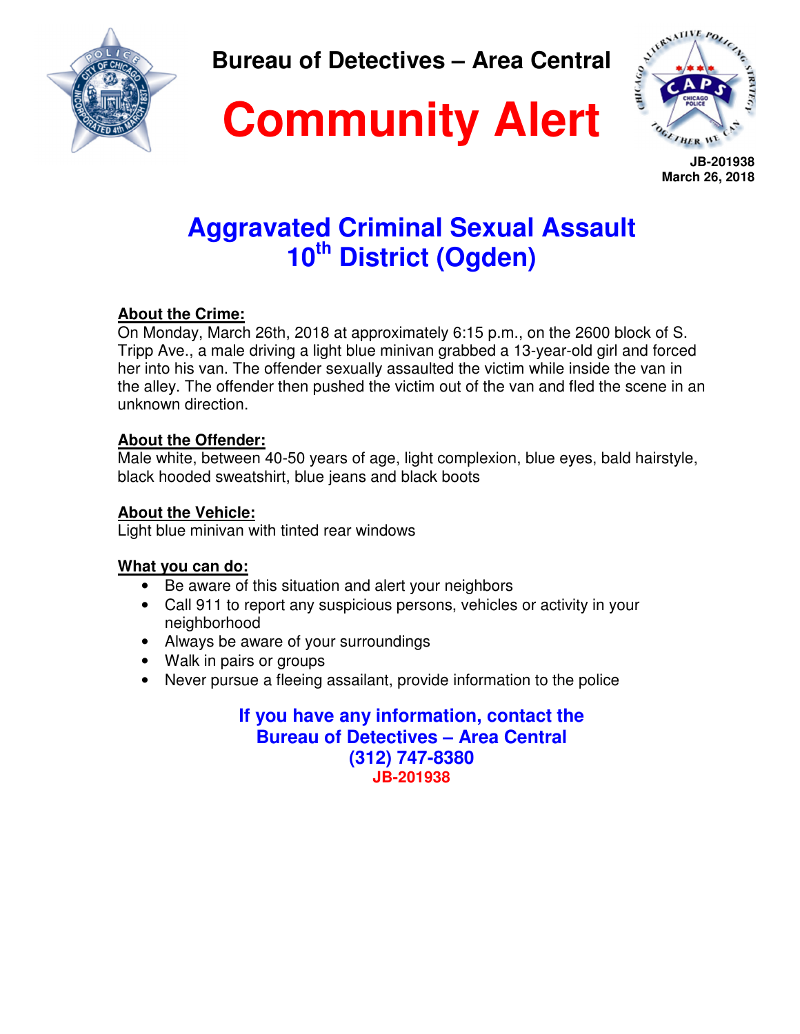# Bureau of Detectives – Area Central

# Community Alert

**JB-201938**
**March 26, 2018**

## Aggravated Criminal Sexual Assault
## 10th District (Ogden)

**About the Crime:**
On Monday, March 26th, 2018 at approximately 6:15 p.m., on the 2600 block of S. Tripp Ave., a male driving a light blue minivan grabbed a 13-year-old girl and forced her into his van. The offender sexually assaulted the victim while inside the van in the alley. The offender then pushed the victim out of the van and fled the scene in an unknown direction.

**About the Offender:**
Male white, between 40-50 years of age, light complexion, blue eyes, bald hairstyle, black hooded sweatshirt, blue jeans and black boots

**About the Vehicle:**
Light blue minivan with tinted rear windows

**What you can do:**

- Be aware of this situation and alert your neighbors
- Call 911 to report any suspicious persons, vehicles or activity in your neighborhood
- Always be aware of your surroundings
- Walk in pairs or groups
- Never pursue a fleeing assailant, provide information to the police

**If you have any information, contact the**
**Bureau of Detectives – Area Central**
**(312) 747-8380**
**JB-201938**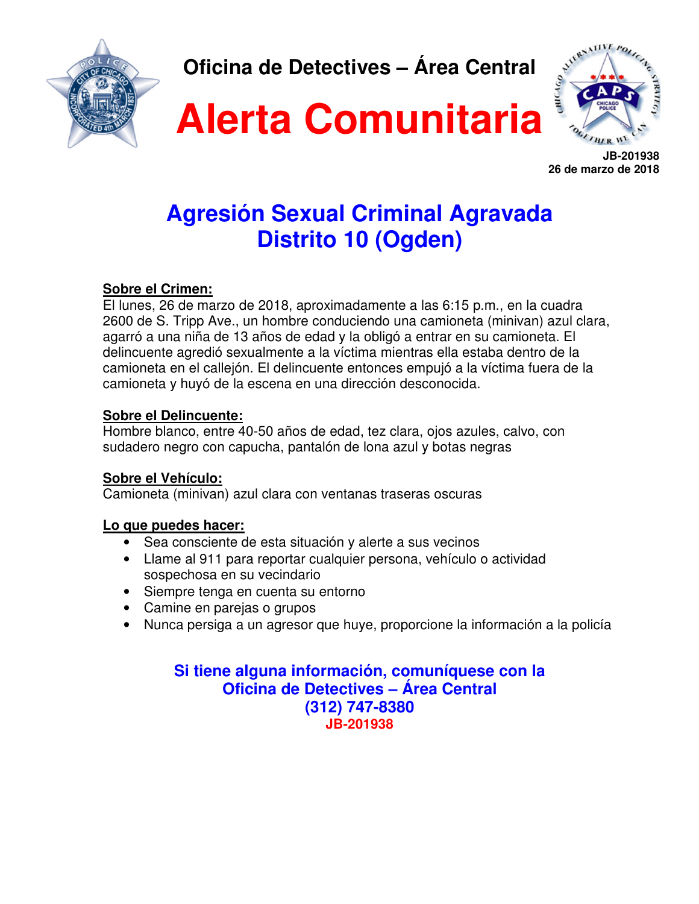# Oficina de Detectives – Área Central

# Alerta Comunitaria

**JB-201938**
**26 de marzo de 2018**

## Agresión Sexual Criminal Agravada
## Distrito 10 (Ogden)

**Sobre el Crimen:**
El lunes, 26 de marzo de 2018, aproximadamente a las 6:15 p.m., en la cuadra 2600 de S. Tripp Ave., un hombre conduciendo una camioneta (minivan) azul clara, agarró a una niña de 13 años de edad y la obligó a entrar en su camioneta. El delincuente agredió sexualmente a la víctima mientras ella estaba dentro de la camioneta en el callejón. El delincuente entonces empujó a la víctima fuera de la camioneta y huyó de la escena en una dirección desconocida.

**Sobre el Delincuente:**
Hombre blanco, entre 40-50 años de edad, tez clara, ojos azules, calvo, con sudadero negro con capucha, pantalón de lona azul y botas negras

**Sobre el Vehículo:**
Camioneta (minivan) azul clara con ventanas traseras oscuras

**Lo que puedes hacer:**
- Sea consciente de esta situación y alerte a sus vecinos
- Llame al 911 para reportar cualquier persona, vehículo o actividad sospechosa en su vecindario
- Siempre tenga en cuenta su entorno
- Camine en parejas o grupos
- Nunca persiga a un agresor que huye, proporcione la información a la policía

**Si tiene alguna información, comuníquese con la**
**Oficina de Detectives – Área Central**
**(312) 747-8380**
**JB-201938**